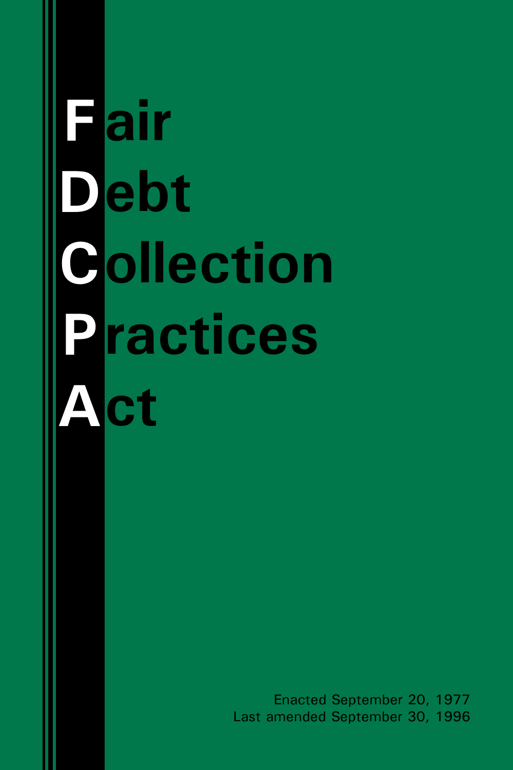# Fair Debt Collection Practices Act

Enacted September 20, 1977
Last amended September 30, 1996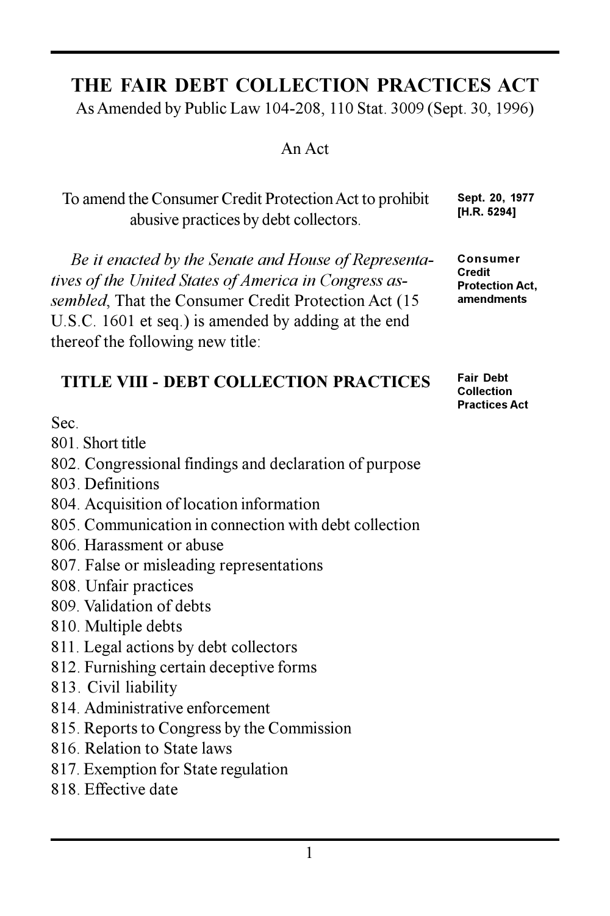# THE FAIR DEBT COLLECTION PRACTICES ACT

As Amended by Public Law 104-208, 110 Stat. 3009 (Sept. 30, 1996)

An Act

To amend the Consumer Credit Protection Act to prohibit abusive practices by debt collectors.

**Sept. 20, 1977 [H.R. 5294]**

*Be it enacted by the Senate and House of Representatives of the United States of America in Congress assembled*, That the Consumer Credit Protection Act (15 U.S.C. 1601 et seq.) is amended by adding at the end thereof the following new title:

**Consumer Credit Protection Act, amendments**

## TITLE VIII - DEBT COLLECTION PRACTICES

**Fair Debt Collection Practices Act**

Sec.

801. Short title
802. Congressional findings and declaration of purpose
803. Definitions
804. Acquisition of location information
805. Communication in connection with debt collection
806. Harassment or abuse
807. False or misleading representations
808. Unfair practices
809. Validation of debts
810. Multiple debts
811. Legal actions by debt collectors
812. Furnishing certain deceptive forms
813. Civil liability
814. Administrative enforcement
815. Reports to Congress by the Commission
816. Relation to State laws
817. Exemption for State regulation
818. Effective date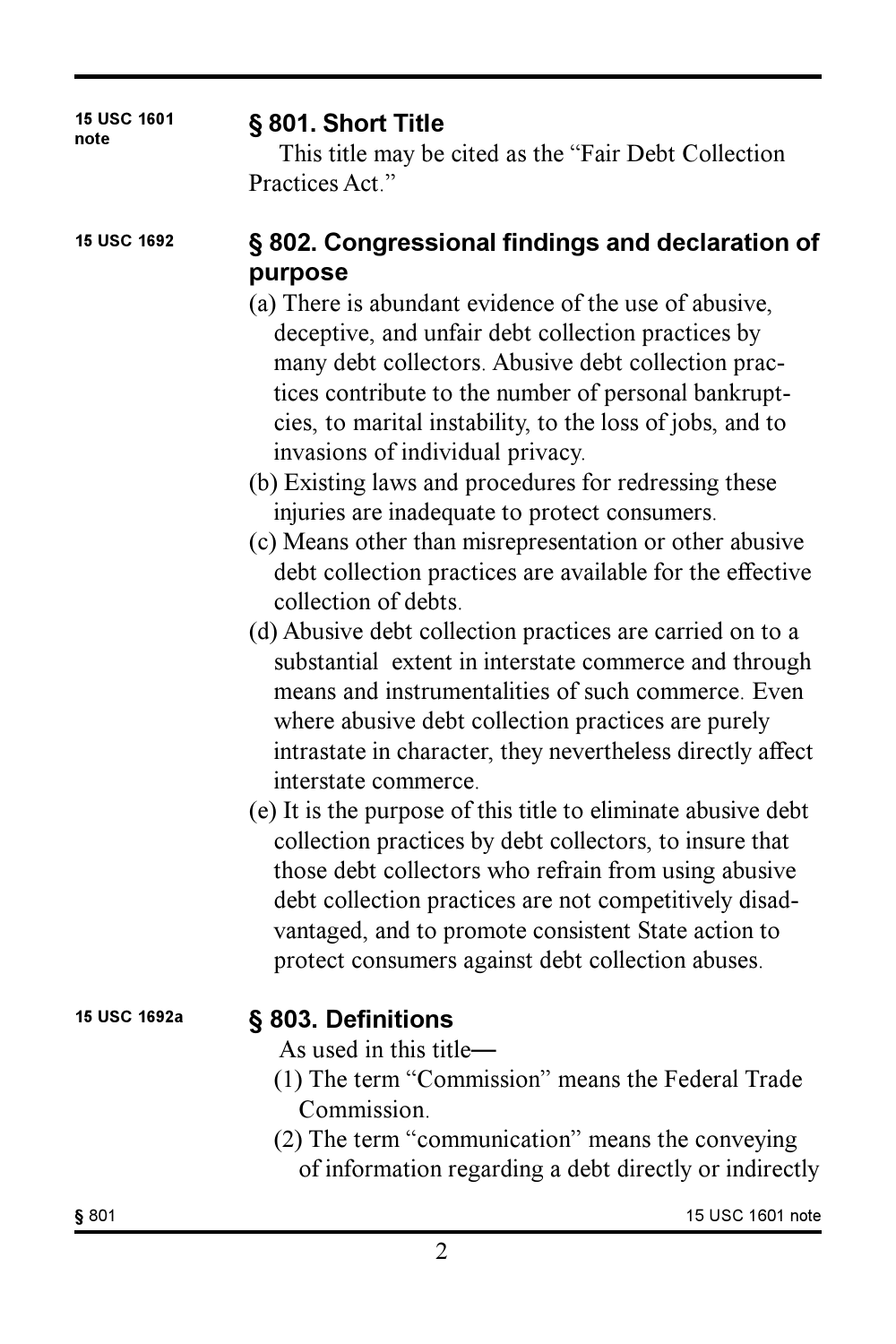15 USC 1601 note

## § 801. Short Title

This title may be cited as the "Fair Debt Collection Practices Act."

15 USC 1692

## § 802. Congressional findings and declaration of purpose

(a) There is abundant evidence of the use of abusive, deceptive, and unfair debt collection practices by many debt collectors. Abusive debt collection practices contribute to the number of personal bankruptcies, to marital instability, to the loss of jobs, and to invasions of individual privacy.

(b) Existing laws and procedures for redressing these injuries are inadequate to protect consumers.

(c) Means other than misrepresentation or other abusive debt collection practices are available for the effective collection of debts.

(d) Abusive debt collection practices are carried on to a substantial extent in interstate commerce and through means and instrumentalities of such commerce. Even where abusive debt collection practices are purely intrastate in character, they nevertheless directly affect interstate commerce.

(e) It is the purpose of this title to eliminate abusive debt collection practices by debt collectors, to insure that those debt collectors who refrain from using abusive debt collection practices are not competitively disadvantaged, and to promote consistent State action to protect consumers against debt collection abuses.

15 USC 1692a

## § 803. Definitions

As used in this title—

(1) The term "Commission" means the Federal Trade Commission.

(2) The term "communication" means the conveying of information regarding a debt directly or indirectly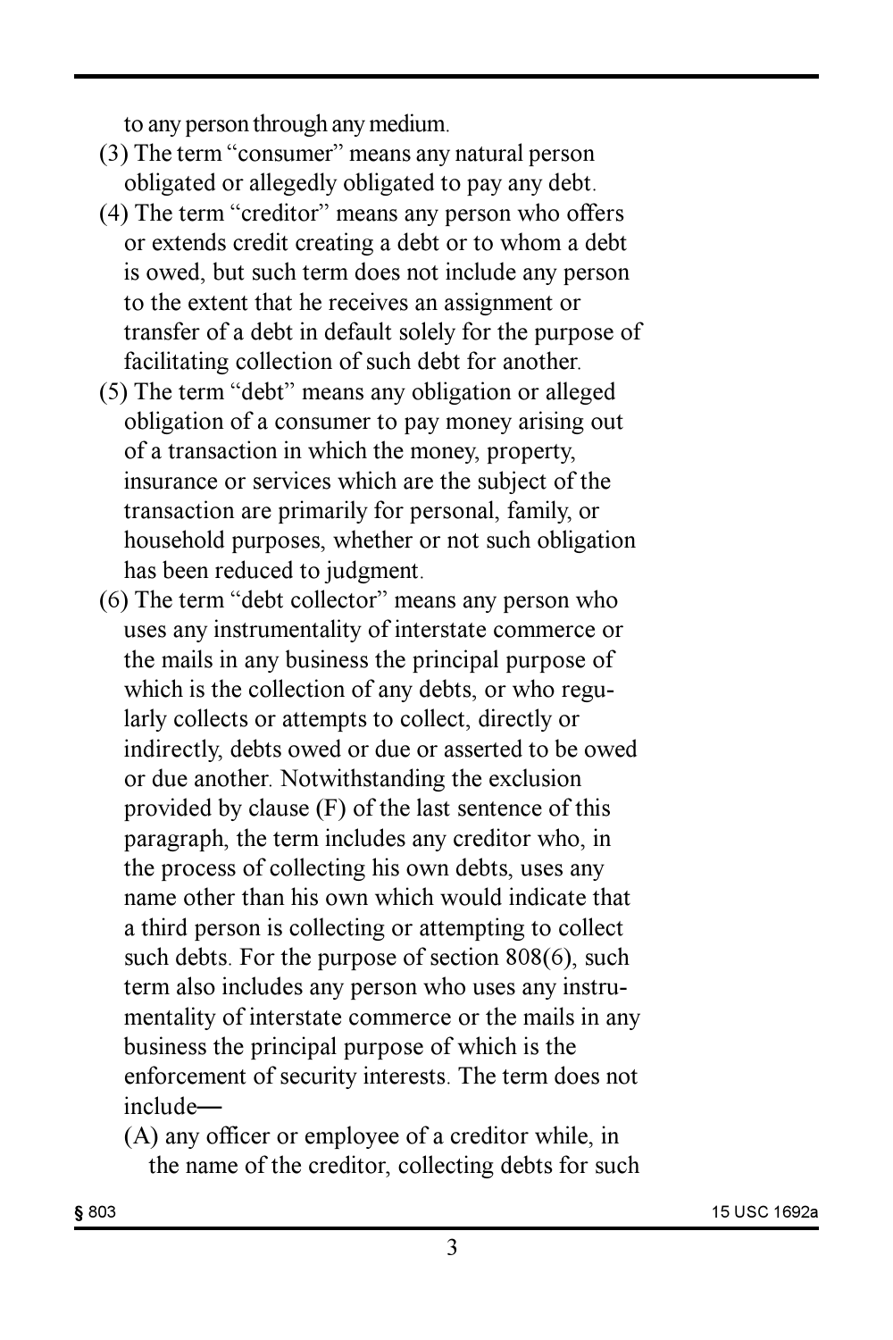to any person through any medium.

(3) The term "consumer" means any natural person obligated or allegedly obligated to pay any debt.

(4) The term "creditor" means any person who offers or extends credit creating a debt or to whom a debt is owed, but such term does not include any person to the extent that he receives an assignment or transfer of a debt in default solely for the purpose of facilitating collection of such debt for another.

(5) The term "debt" means any obligation or alleged obligation of a consumer to pay money arising out of a transaction in which the money, property, insurance or services which are the subject of the transaction are primarily for personal, family, or household purposes, whether or not such obligation has been reduced to judgment.

(6) The term "debt collector" means any person who uses any instrumentality of interstate commerce or the mails in any business the principal purpose of which is the collection of any debts, or who regularly collects or attempts to collect, directly or indirectly, debts owed or due or asserted to be owed or due another. Notwithstanding the exclusion provided by clause (F) of the last sentence of this paragraph, the term includes any creditor who, in the process of collecting his own debts, uses any name other than his own which would indicate that a third person is collecting or attempting to collect such debts. For the purpose of section 808(6), such term also includes any person who uses any instrumentality of interstate commerce or the mails in any business the principal purpose of which is the enforcement of security interests. The term does not include—

(A) any officer or employee of a creditor while, in the name of the creditor, collecting debts for such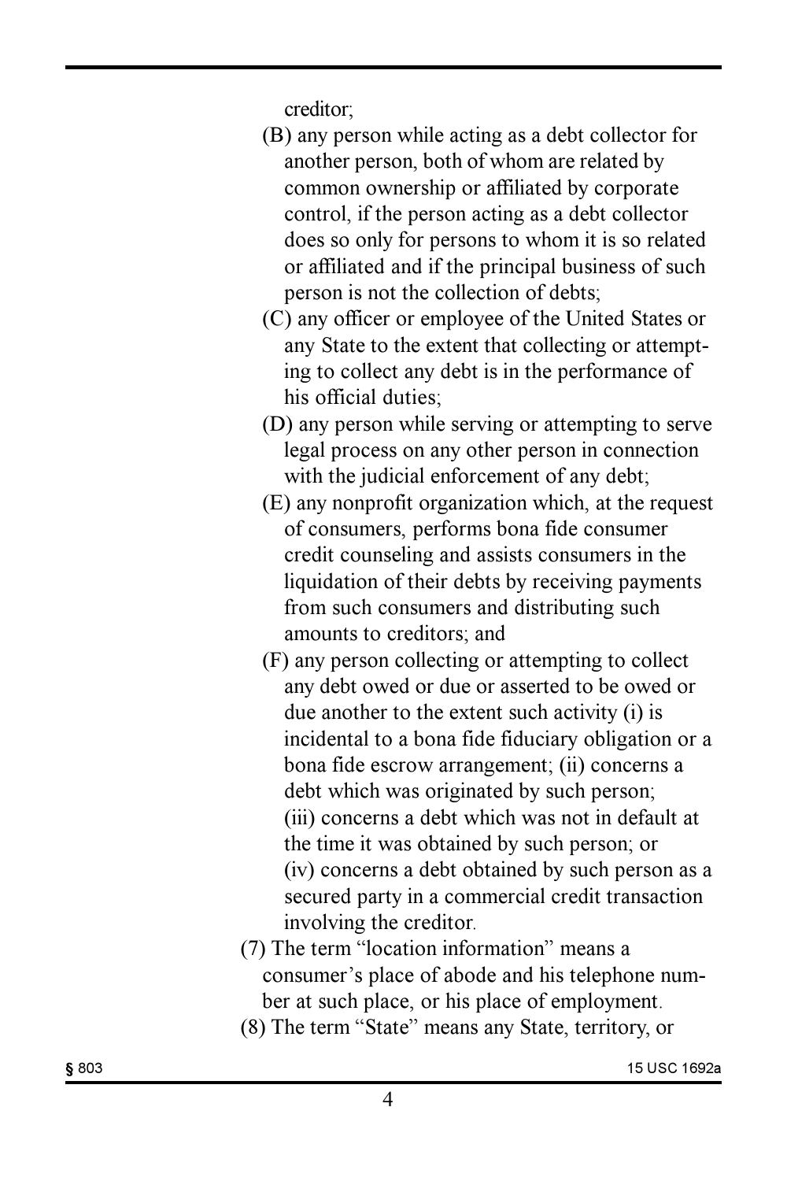creditor;

(B) any person while acting as a debt collector for another person, both of whom are related by common ownership or affiliated by corporate control, if the person acting as a debt collector does so only for persons to whom it is so related or affiliated and if the principal business of such person is not the collection of debts;

(C) any officer or employee of the United States or any State to the extent that collecting or attempting to collect any debt is in the performance of his official duties;

(D) any person while serving or attempting to serve legal process on any other person in connection with the judicial enforcement of any debt;

(E) any nonprofit organization which, at the request of consumers, performs bona fide consumer credit counseling and assists consumers in the liquidation of their debts by receiving payments from such consumers and distributing such amounts to creditors; and

(F) any person collecting or attempting to collect any debt owed or due or asserted to be owed or due another to the extent such activity (i) is incidental to a bona fide fiduciary obligation or a bona fide escrow arrangement; (ii) concerns a debt which was originated by such person; (iii) concerns a debt which was not in default at the time it was obtained by such person; or (iv) concerns a debt obtained by such person as a secured party in a commercial credit transaction involving the creditor.

(7) The term "location information" means a consumer's place of abode and his telephone number at such place, or his place of employment.

(8) The term "State" means any State, territory, or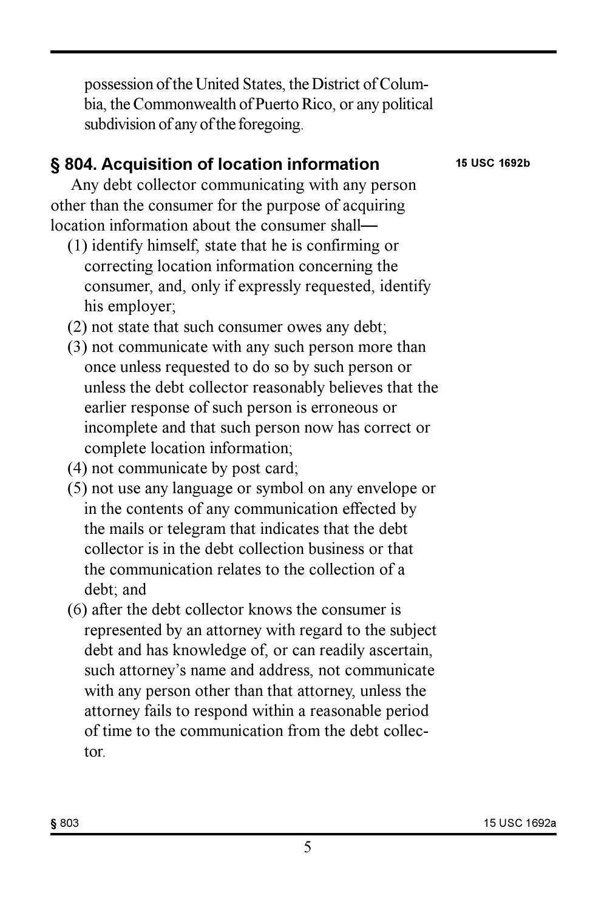possession of the United States, the District of Columbia, the Commonwealth of Puerto Rico, or any political subdivision of any of the foregoing.

## § 804. Acquisition of location information

**15 USC 1692b**

Any debt collector communicating with any person other than the consumer for the purpose of acquiring location information about the consumer shall—

(1) identify himself, state that he is confirming or correcting location information concerning the consumer, and, only if expressly requested, identify his employer;

(2) not state that such consumer owes any debt;

(3) not communicate with any such person more than once unless requested to do so by such person or unless the debt collector reasonably believes that the earlier response of such person is erroneous or incomplete and that such person now has correct or complete location information;

(4) not communicate by post card;

(5) not use any language or symbol on any envelope or in the contents of any communication effected by the mails or telegram that indicates that the debt collector is in the debt collection business or that the communication relates to the collection of a debt; and

(6) after the debt collector knows the consumer is represented by an attorney with regard to the subject debt and has knowledge of, or can readily ascertain, such attorney's name and address, not communicate with any person other than that attorney, unless the attorney fails to respond within a reasonable period of time to the communication from the debt collector.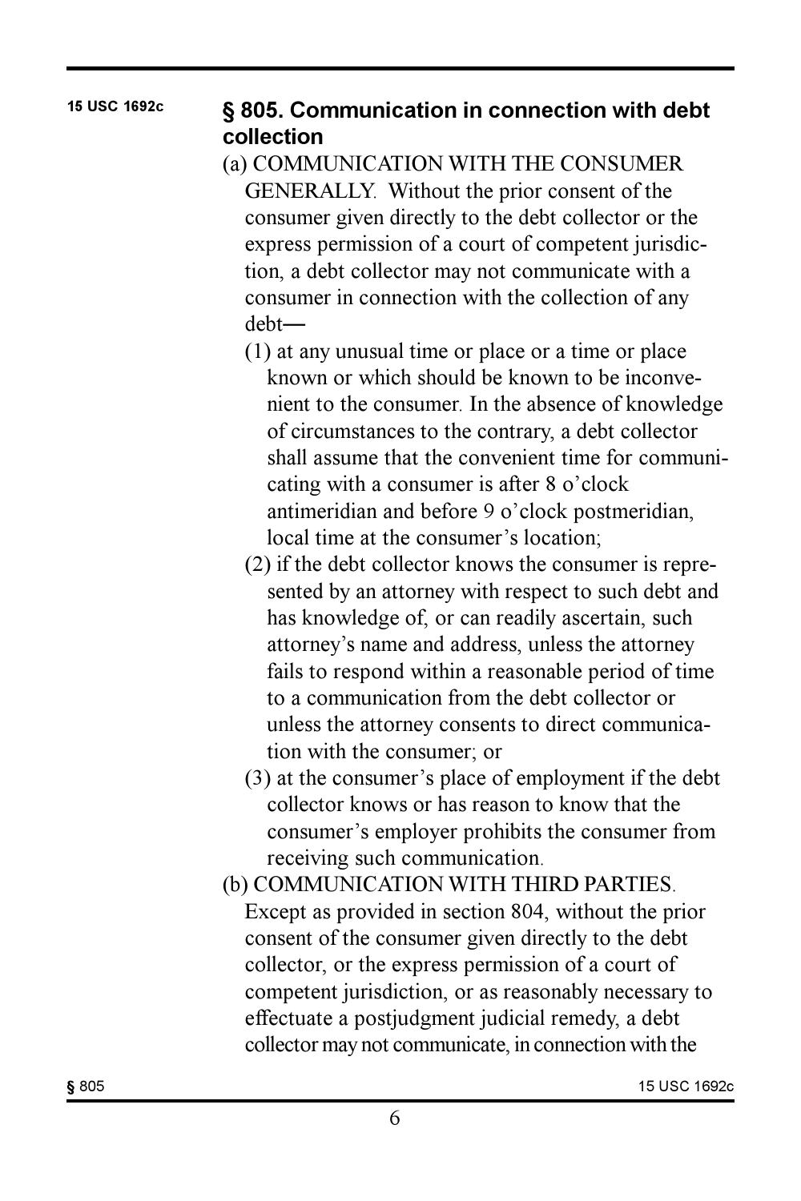## § 805. Communication in connection with debt collection

(a) COMMUNICATION WITH THE CONSUMER GENERALLY. Without the prior consent of the consumer given directly to the debt collector or the express permission of a court of competent jurisdiction, a debt collector may not communicate with a consumer in connection with the collection of any debt—

- (1) at any unusual time or place or a time or place known or which should be known to be inconvenient to the consumer. In the absence of knowledge of circumstances to the contrary, a debt collector shall assume that the convenient time for communicating with a consumer is after 8 o'clock antimeridian and before 9 o'clock postmeridian, local time at the consumer's location;
- (2) if the debt collector knows the consumer is represented by an attorney with respect to such debt and has knowledge of, or can readily ascertain, such attorney's name and address, unless the attorney fails to respond within a reasonable period of time to a communication from the debt collector or unless the attorney consents to direct communication with the consumer; or
- (3) at the consumer's place of employment if the debt collector knows or has reason to know that the consumer's employer prohibits the consumer from receiving such communication.

(b) COMMUNICATION WITH THIRD PARTIES. Except as provided in section 804, without the prior consent of the consumer given directly to the debt collector, or the express permission of a court of competent jurisdiction, or as reasonably necessary to effectuate a postjudgment judicial remedy, a debt collector may not communicate, in connection with the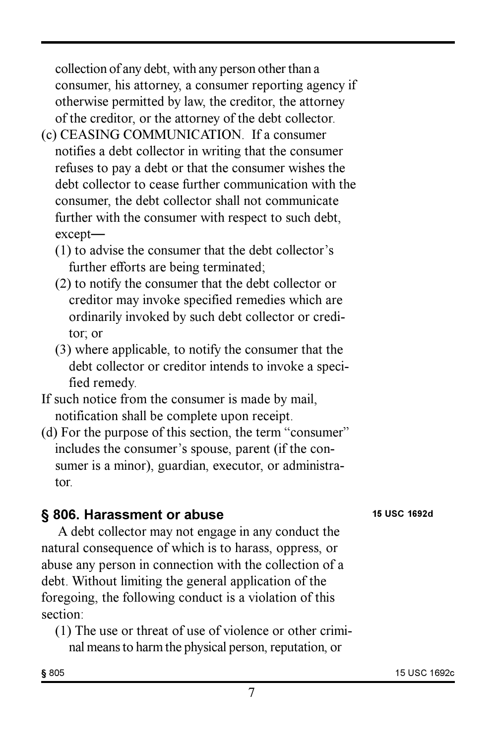collection of any debt, with any person other than a consumer, his attorney, a consumer reporting agency if otherwise permitted by law, the creditor, the attorney of the creditor, or the attorney of the debt collector.

(c) CEASING COMMUNICATION. If a consumer notifies a debt collector in writing that the consumer refuses to pay a debt or that the consumer wishes the debt collector to cease further communication with the consumer, the debt collector shall not communicate further with the consumer with respect to such debt, except—

(1) to advise the consumer that the debt collector's further efforts are being terminated;

(2) to notify the consumer that the debt collector or creditor may invoke specified remedies which are ordinarily invoked by such debt collector or creditor; or

(3) where applicable, to notify the consumer that the debt collector or creditor intends to invoke a specified remedy.

If such notice from the consumer is made by mail, notification shall be complete upon receipt.

(d) For the purpose of this section, the term "consumer" includes the consumer's spouse, parent (if the consumer is a minor), guardian, executor, or administrator.

## § 806. Harassment or abuse

**15 USC 1692d**

A debt collector may not engage in any conduct the natural consequence of which is to harass, oppress, or abuse any person in connection with the collection of a debt. Without limiting the general application of the foregoing, the following conduct is a violation of this section:

(1) The use or threat of use of violence or other criminal means to harm the physical person, reputation, or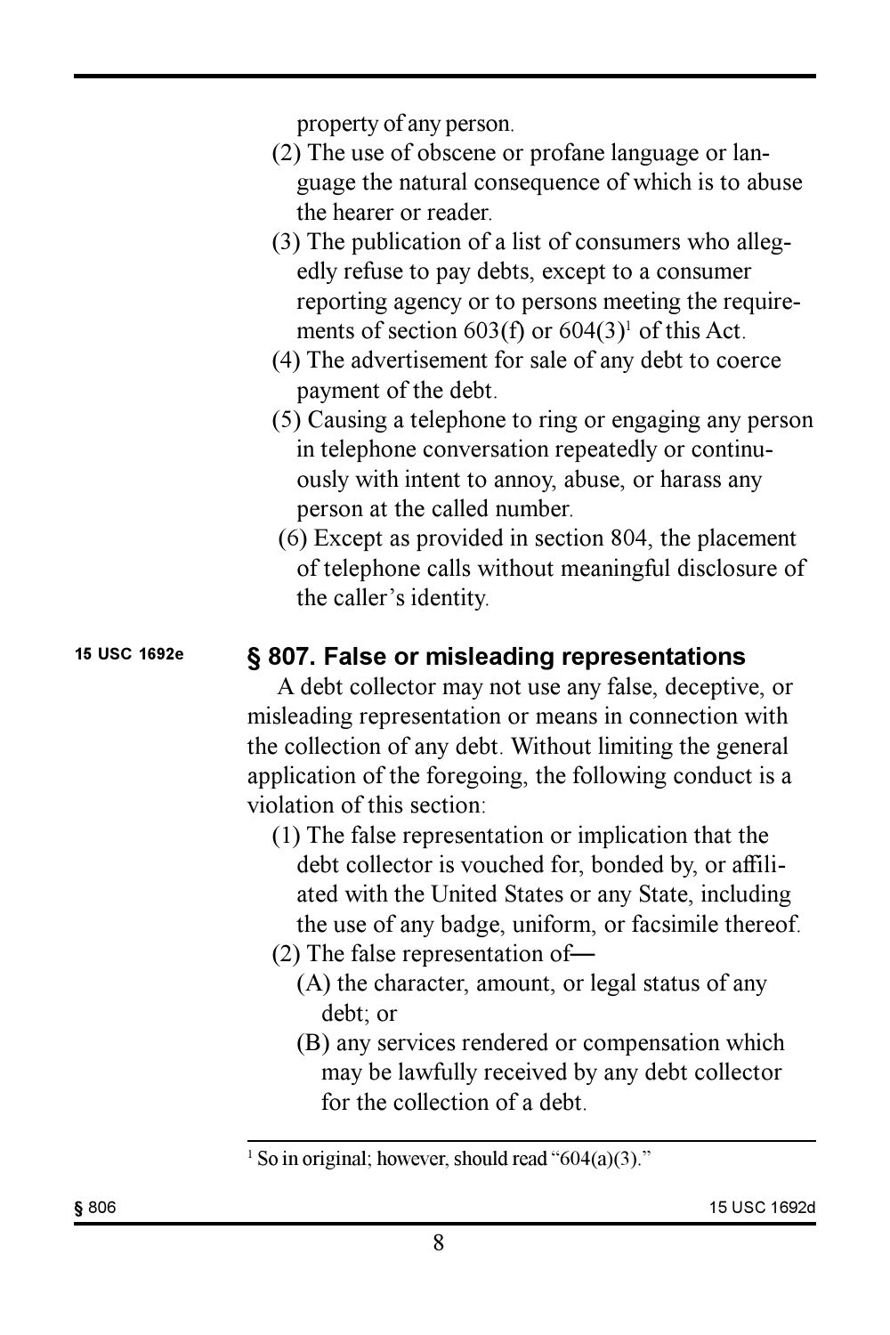property of any person.

(2) The use of obscene or profane language or language the natural consequence of which is to abuse the hearer or reader.

(3) The publication of a list of consumers who allegedly refuse to pay debts, except to a consumer reporting agency or to persons meeting the requirements of section 603(f) or 604(3)[1] of this Act.

(4) The advertisement for sale of any debt to coerce payment of the debt.

(5) Causing a telephone to ring or engaging any person in telephone conversation repeatedly or continuously with intent to annoy, abuse, or harass any person at the called number.

(6) Except as provided in section 804, the placement of telephone calls without meaningful disclosure of the caller's identity.

15 USC 1692e

## § 807. False or misleading representations

A debt collector may not use any false, deceptive, or misleading representation or means in connection with the collection of any debt. Without limiting the general application of the foregoing, the following conduct is a violation of this section:

(1) The false representation or implication that the debt collector is vouched for, bonded by, or affiliated with the United States or any State, including the use of any badge, uniform, or facsimile thereof.

(2) The false representation of—

(A) the character, amount, or legal status of any debt; or

(B) any services rendered or compensation which may be lawfully received by any debt collector for the collection of a debt.

---

[1] So in original; however, should read "604(a)(3)."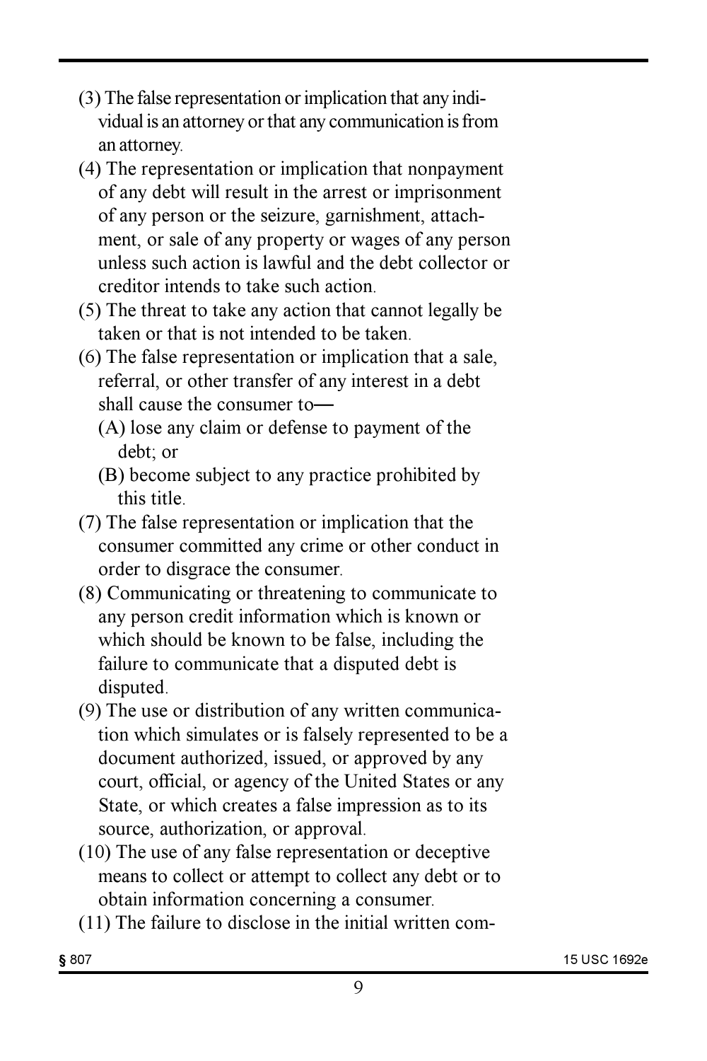(3) The false representation or implication that any individual is an attorney or that any communication is from an attorney.

(4) The representation or implication that nonpayment of any debt will result in the arrest or imprisonment of any person or the seizure, garnishment, attachment, or sale of any property or wages of any person unless such action is lawful and the debt collector or creditor intends to take such action.

(5) The threat to take any action that cannot legally be taken or that is not intended to be taken.

(6) The false representation or implication that a sale, referral, or other transfer of any interest in a debt shall cause the consumer to—

  (A) lose any claim or defense to payment of the debt; or

  (B) become subject to any practice prohibited by this title.

(7) The false representation or implication that the consumer committed any crime or other conduct in order to disgrace the consumer.

(8) Communicating or threatening to communicate to any person credit information which is known or which should be known to be false, including the failure to communicate that a disputed debt is disputed.

(9) The use or distribution of any written communication which simulates or is falsely represented to be a document authorized, issued, or approved by any court, official, or agency of the United States or any State, or which creates a false impression as to its source, authorization, or approval.

(10) The use of any false representation or deceptive means to collect or attempt to collect any debt or to obtain information concerning a consumer.

(11) The failure to disclose in the initial written com-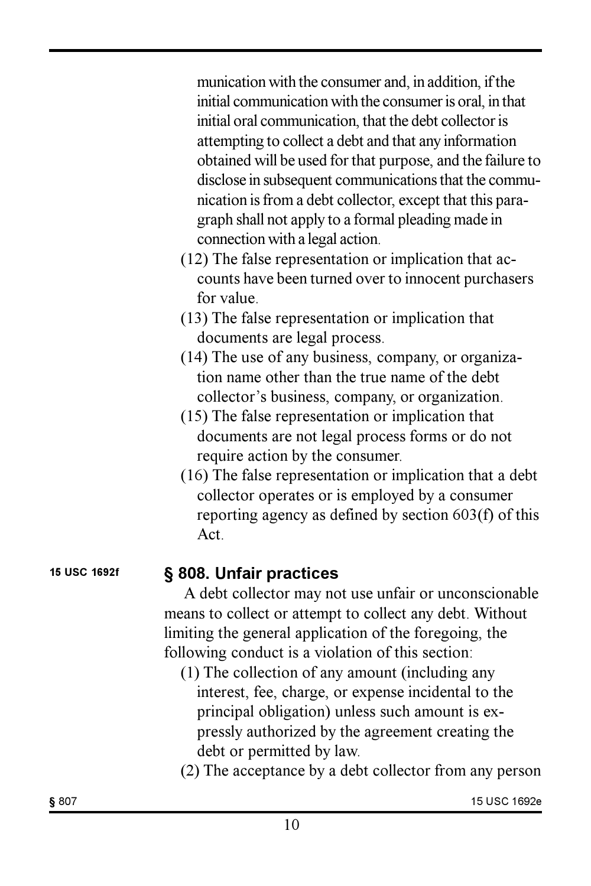munication with the consumer and, in addition, if the initial communication with the consumer is oral, in that initial oral communication, that the debt collector is attempting to collect a debt and that any information obtained will be used for that purpose, and the failure to disclose in subsequent communications that the communication is from a debt collector, except that this paragraph shall not apply to a formal pleading made in connection with a legal action.

(12) The false representation or implication that accounts have been turned over to innocent purchasers for value.

(13) The false representation or implication that documents are legal process.

(14) The use of any business, company, or organization name other than the true name of the debt collector's business, company, or organization.

(15) The false representation or implication that documents are not legal process forms or do not require action by the consumer.

(16) The false representation or implication that a debt collector operates or is employed by a consumer reporting agency as defined by section 603(f) of this Act.

15 USC 1692f

## § 808. Unfair practices

A debt collector may not use unfair or unconscionable means to collect or attempt to collect any debt. Without limiting the general application of the foregoing, the following conduct is a violation of this section:

(1) The collection of any amount (including any interest, fee, charge, or expense incidental to the principal obligation) unless such amount is expressly authorized by the agreement creating the debt or permitted by law.

(2) The acceptance by a debt collector from any person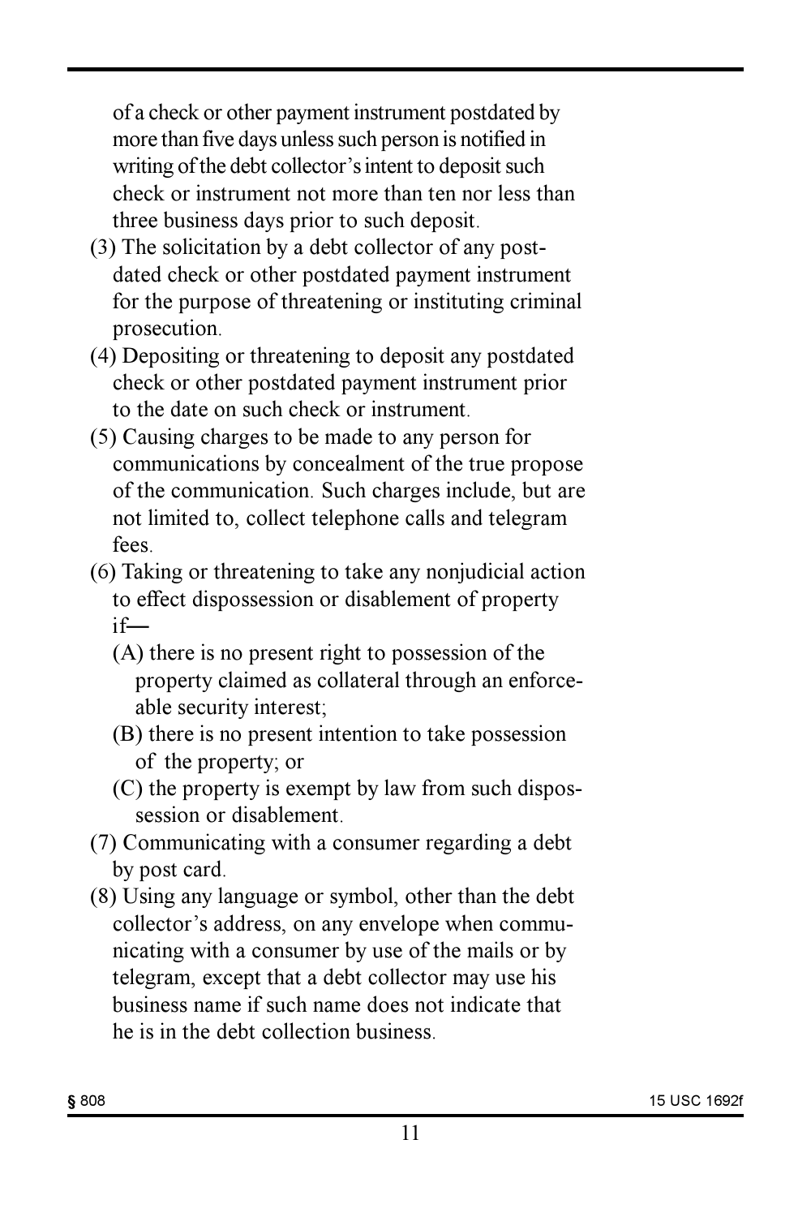of a check or other payment instrument postdated by more than five days unless such person is notified in writing of the debt collector's intent to deposit such check or instrument not more than ten nor less than three business days prior to such deposit.

(3) The solicitation by a debt collector of any postdated check or other postdated payment instrument for the purpose of threatening or instituting criminal prosecution.

(4) Depositing or threatening to deposit any postdated check or other postdated payment instrument prior to the date on such check or instrument.

(5) Causing charges to be made to any person for communications by concealment of the true propose of the communication. Such charges include, but are not limited to, collect telephone calls and telegram fees.

(6) Taking or threatening to take any nonjudicial action to effect dispossession or disablement of property if—

   (A) there is no present right to possession of the property claimed as collateral through an enforceable security interest;

   (B) there is no present intention to take possession of the property; or

   (C) the property is exempt by law from such dispossession or disablement.

(7) Communicating with a consumer regarding a debt by post card.

(8) Using any language or symbol, other than the debt collector's address, on any envelope when communicating with a consumer by use of the mails or by telegram, except that a debt collector may use his business name if such name does not indicate that he is in the debt collection business.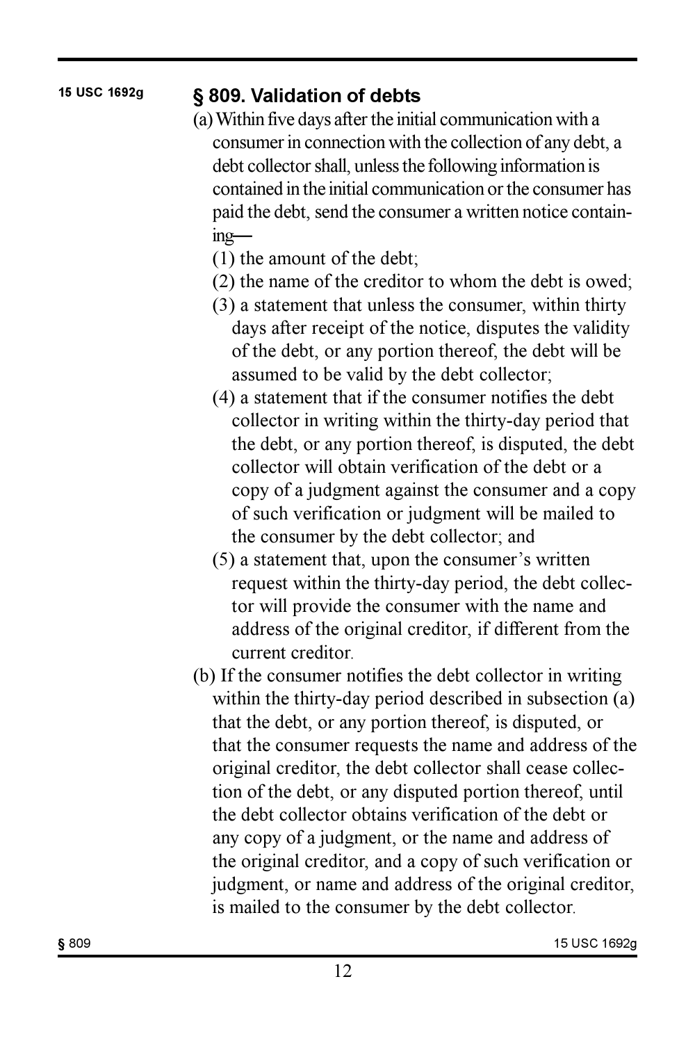15 USC 1692g

## § 809. Validation of debts

(a) Within five days after the initial communication with a consumer in connection with the collection of any debt, a debt collector shall, unless the following information is contained in the initial communication or the consumer has paid the debt, send the consumer a written notice containing—

(1) the amount of the debt;

(2) the name of the creditor to whom the debt is owed;

(3) a statement that unless the consumer, within thirty days after receipt of the notice, disputes the validity of the debt, or any portion thereof, the debt will be assumed to be valid by the debt collector;

(4) a statement that if the consumer notifies the debt collector in writing within the thirty-day period that the debt, or any portion thereof, is disputed, the debt collector will obtain verification of the debt or a copy of a judgment against the consumer and a copy of such verification or judgment will be mailed to the consumer by the debt collector; and

(5) a statement that, upon the consumer's written request within the thirty-day period, the debt collector will provide the consumer with the name and address of the original creditor, if different from the current creditor.

(b) If the consumer notifies the debt collector in writing within the thirty-day period described in subsection (a) that the debt, or any portion thereof, is disputed, or that the consumer requests the name and address of the original creditor, the debt collector shall cease collection of the debt, or any disputed portion thereof, until the debt collector obtains verification of the debt or any copy of a judgment, or the name and address of the original creditor, and a copy of such verification or judgment, or name and address of the original creditor, is mailed to the consumer by the debt collector.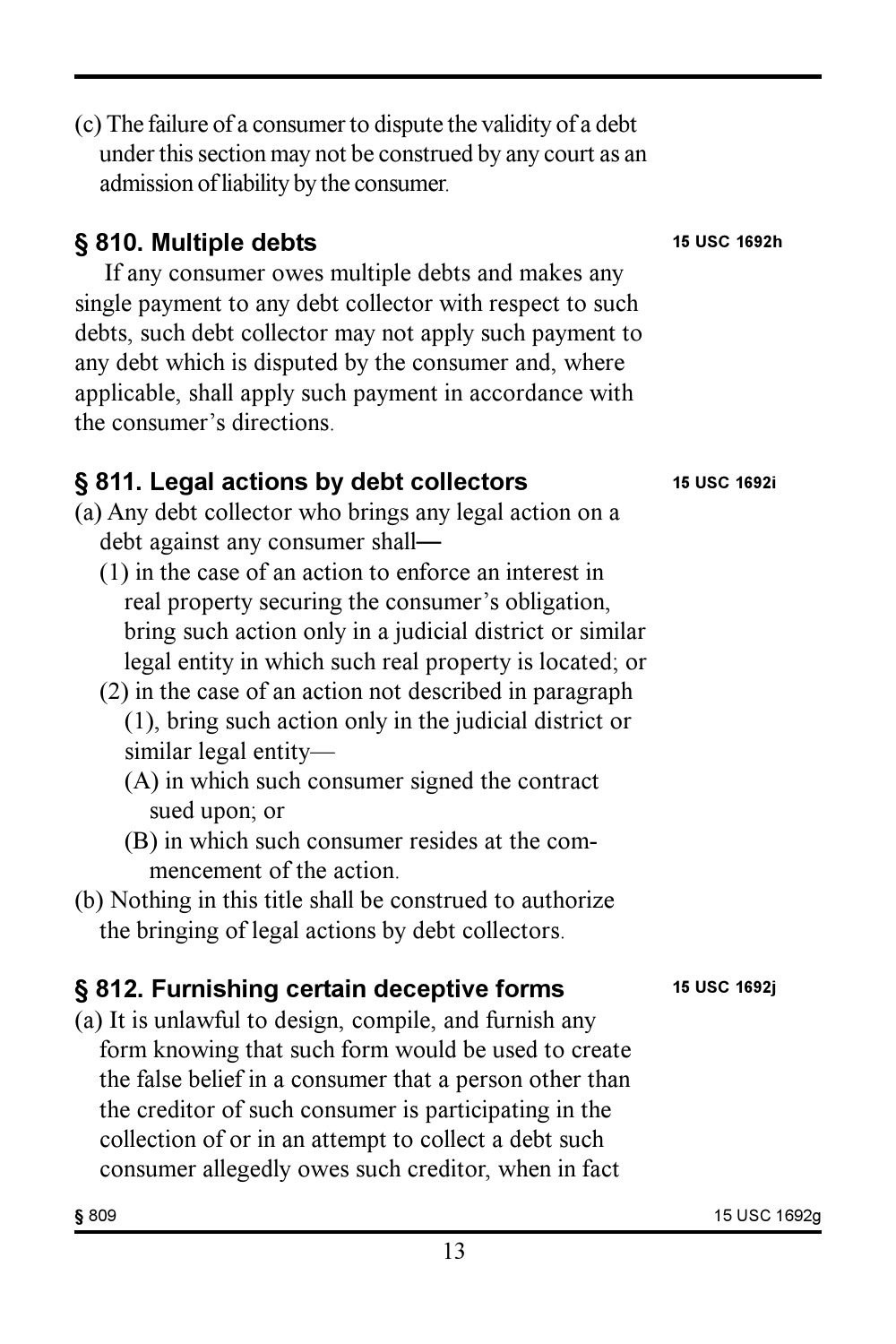(c) The failure of a consumer to dispute the validity of a debt under this section may not be construed by any court as an admission of liability by the consumer.

## § 810. Multiple debts

15 USC 1692h

If any consumer owes multiple debts and makes any single payment to any debt collector with respect to such debts, such debt collector may not apply such payment to any debt which is disputed by the consumer and, where applicable, shall apply such payment in accordance with the consumer's directions.

## § 811. Legal actions by debt collectors

15 USC 1692i

(a) Any debt collector who brings any legal action on a debt against any consumer shall—

- (1) in the case of an action to enforce an interest in real property securing the consumer's obligation, bring such action only in a judicial district or similar legal entity in which such real property is located; or
- (2) in the case of an action not described in paragraph (1), bring such action only in the judicial district or similar legal entity—
  - (A) in which such consumer signed the contract sued upon; or
  - (B) in which such consumer resides at the commencement of the action.

(b) Nothing in this title shall be construed to authorize the bringing of legal actions by debt collectors.

## § 812. Furnishing certain deceptive forms

15 USC 1692j

(a) It is unlawful to design, compile, and furnish any form knowing that such form would be used to create the false belief in a consumer that a person other than the creditor of such consumer is participating in the collection of or in an attempt to collect a debt such consumer allegedly owes such creditor, when in fact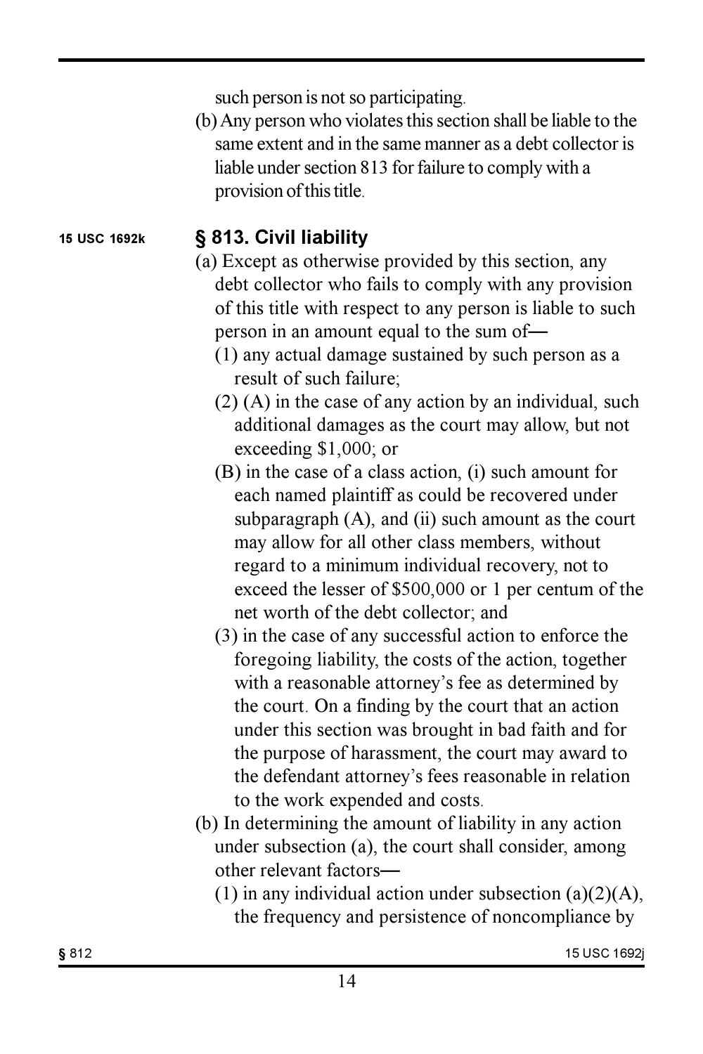such person is not so participating.

(b) Any person who violates this section shall be liable to the same extent and in the same manner as a debt collector is liable under section 813 for failure to comply with a provision of this title.

15 USC 1692k

## § 813. Civil liability

(a) Except as otherwise provided by this section, any debt collector who fails to comply with any provision of this title with respect to any person is liable to such person in an amount equal to the sum of—

(1) any actual damage sustained by such person as a result of such failure;

(2) (A) in the case of any action by an individual, such additional damages as the court may allow, but not exceeding $1,000; or

(B) in the case of a class action, (i) such amount for each named plaintiff as could be recovered under subparagraph (A), and (ii) such amount as the court may allow for all other class members, without regard to a minimum individual recovery, not to exceed the lesser of $500,000 or 1 per centum of the net worth of the debt collector; and

(3) in the case of any successful action to enforce the foregoing liability, the costs of the action, together with a reasonable attorney's fee as determined by the court. On a finding by the court that an action under this section was brought in bad faith and for the purpose of harassment, the court may award to the defendant attorney's fees reasonable in relation to the work expended and costs.

(b) In determining the amount of liability in any action under subsection (a), the court shall consider, among other relevant factors—

(1) in any individual action under subsection (a)(2)(A), the frequency and persistence of noncompliance by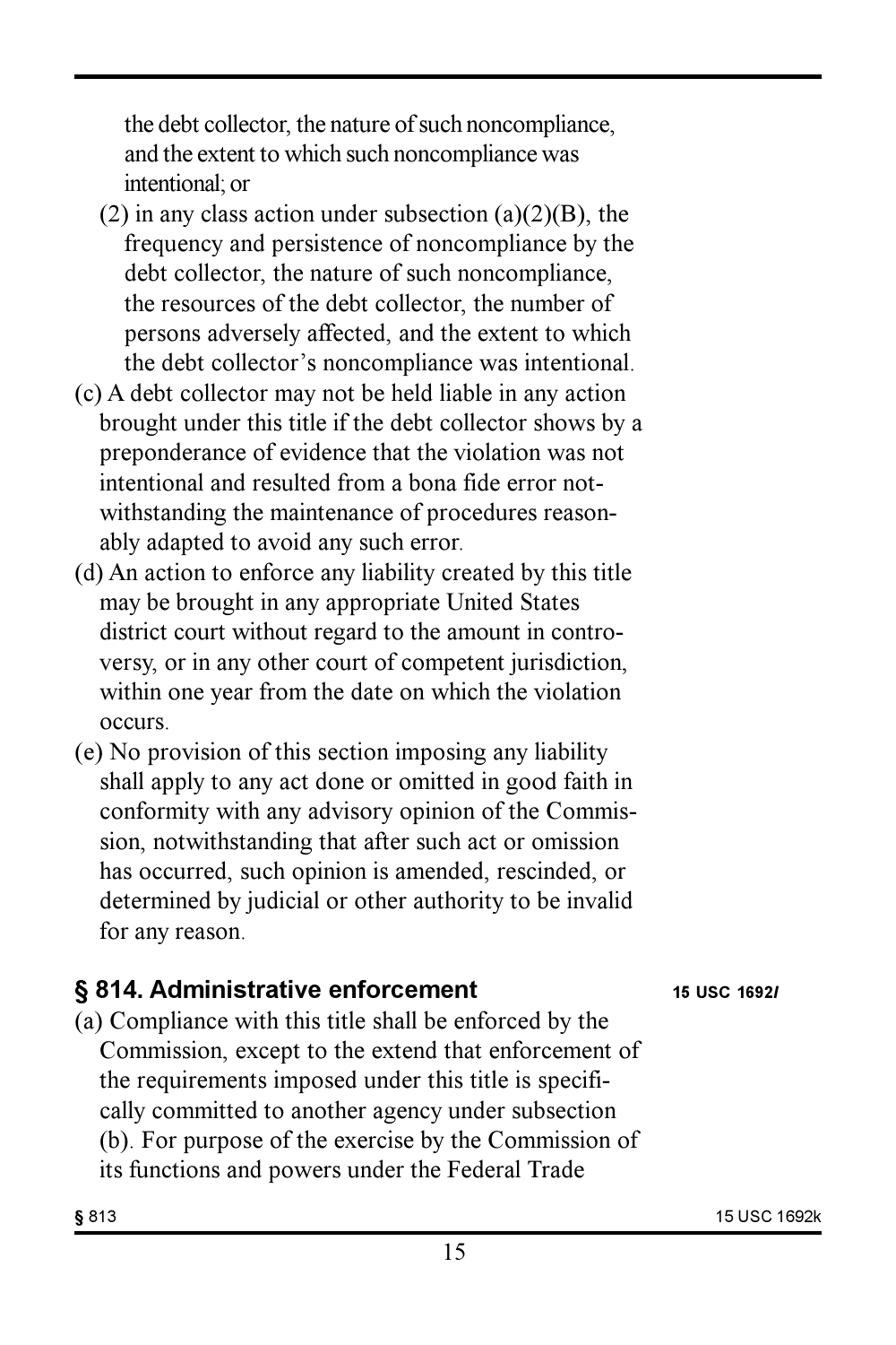the debt collector, the nature of such noncompliance, and the extent to which such noncompliance was intentional; or

(2) in any class action under subsection (a)(2)(B), the frequency and persistence of noncompliance by the debt collector, the nature of such noncompliance, the resources of the debt collector, the number of persons adversely affected, and the extent to which the debt collector's noncompliance was intentional.

(c) A debt collector may not be held liable in any action brought under this title if the debt collector shows by a preponderance of evidence that the violation was not intentional and resulted from a bona fide error notwithstanding the maintenance of procedures reasonably adapted to avoid any such error.

(d) An action to enforce any liability created by this title may be brought in any appropriate United States district court without regard to the amount in controversy, or in any other court of competent jurisdiction, within one year from the date on which the violation occurs.

(e) No provision of this section imposing any liability shall apply to any act done or omitted in good faith in conformity with any advisory opinion of the Commission, notwithstanding that after such act or omission has occurred, such opinion is amended, rescinded, or determined by judicial or other authority to be invalid for any reason.

## § 814. Administrative enforcement

**15 USC 1692*l***

(a) Compliance with this title shall be enforced by the Commission, except to the extend that enforcement of the requirements imposed under this title is specifically committed to another agency under subsection (b). For purpose of the exercise by the Commission of its functions and powers under the Federal Trade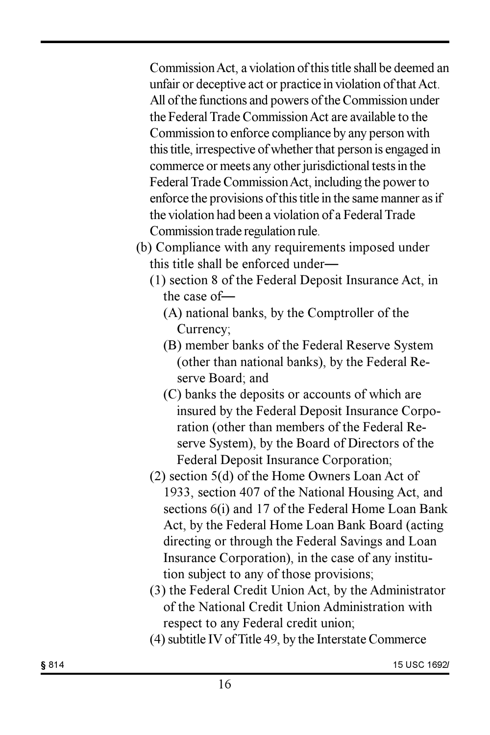Commission Act, a violation of this title shall be deemed an unfair or deceptive act or practice in violation of that Act. All of the functions and powers of the Commission under the Federal Trade Commission Act are available to the Commission to enforce compliance by any person with this title, irrespective of whether that person is engaged in commerce or meets any other jurisdictional tests in the Federal Trade Commission Act, including the power to enforce the provisions of this title in the same manner as if the violation had been a violation of a Federal Trade Commission trade regulation rule.

(b) Compliance with any requirements imposed under this title shall be enforced under—

(1) section 8 of the Federal Deposit Insurance Act, in the case of—

(A) national banks, by the Comptroller of the Currency;

(B) member banks of the Federal Reserve System (other than national banks), by the Federal Reserve Board; and

(C) banks the deposits or accounts of which are insured by the Federal Deposit Insurance Corporation (other than members of the Federal Reserve System), by the Board of Directors of the Federal Deposit Insurance Corporation;

(2) section 5(d) of the Home Owners Loan Act of 1933, section 407 of the National Housing Act, and sections 6(i) and 17 of the Federal Home Loan Bank Act, by the Federal Home Loan Bank Board (acting directing or through the Federal Savings and Loan Insurance Corporation), in the case of any institution subject to any of those provisions;

(3) the Federal Credit Union Act, by the Administrator of the National Credit Union Administration with respect to any Federal credit union;

(4) subtitle IV of Title 49, by the Interstate Commerce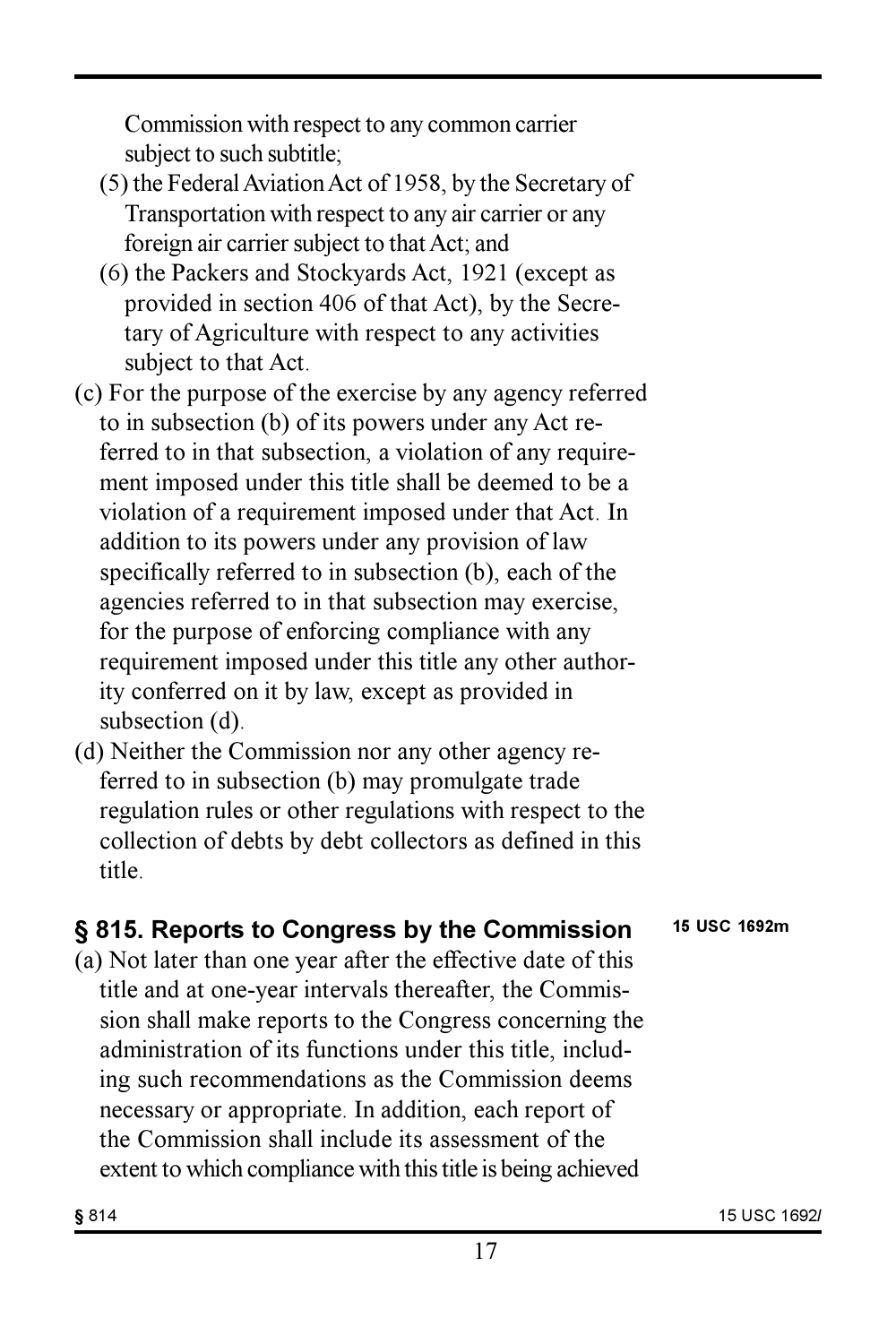Commission with respect to any common carrier subject to such subtitle;

(5) the Federal Aviation Act of 1958, by the Secretary of Transportation with respect to any air carrier or any foreign air carrier subject to that Act; and

(6) the Packers and Stockyards Act, 1921 (except as provided in section 406 of that Act), by the Secretary of Agriculture with respect to any activities subject to that Act.

(c) For the purpose of the exercise by any agency referred to in subsection (b) of its powers under any Act referred to in that subsection, a violation of any requirement imposed under this title shall be deemed to be a violation of a requirement imposed under that Act. In addition to its powers under any provision of law specifically referred to in subsection (b), each of the agencies referred to in that subsection may exercise, for the purpose of enforcing compliance with any requirement imposed under this title any other authority conferred on it by law, except as provided in subsection (d).

(d) Neither the Commission nor any other agency referred to in subsection (b) may promulgate trade regulation rules or other regulations with respect to the collection of debts by debt collectors as defined in this title.

## § 815. Reports to Congress by the Commission

15 USC 1692m

(a) Not later than one year after the effective date of this title and at one-year intervals thereafter, the Commission shall make reports to the Congress concerning the administration of its functions under this title, including such recommendations as the Commission deems necessary or appropriate. In addition, each report of the Commission shall include its assessment of the extent to which compliance with this title is being achieved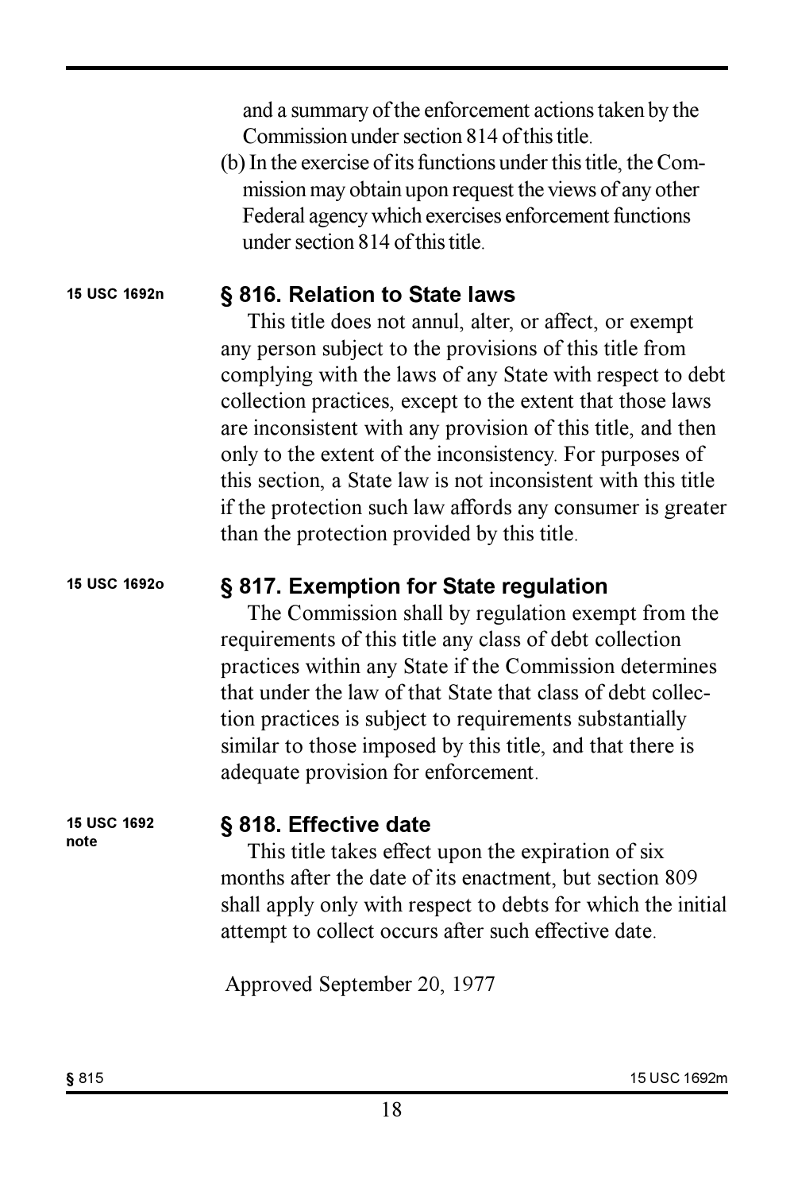and a summary of the enforcement actions taken by the Commission under section 814 of this title.

(b) In the exercise of its functions under this title, the Commission may obtain upon request the views of any other Federal agency which exercises enforcement functions under section 814 of this title.

15 USC 1692n

### § 816. Relation to State laws

This title does not annul, alter, or affect, or exempt any person subject to the provisions of this title from complying with the laws of any State with respect to debt collection practices, except to the extent that those laws are inconsistent with any provision of this title, and then only to the extent of the inconsistency. For purposes of this section, a State law is not inconsistent with this title if the protection such law affords any consumer is greater than the protection provided by this title.

15 USC 1692o

### § 817. Exemption for State regulation

The Commission shall by regulation exempt from the requirements of this title any class of debt collection practices within any State if the Commission determines that under the law of that State that class of debt collection practices is subject to requirements substantially similar to those imposed by this title, and that there is adequate provision for enforcement.

15 USC 1692 note

### § 818. Effective date

This title takes effect upon the expiration of six months after the date of its enactment, but section 809 shall apply only with respect to debts for which the initial attempt to collect occurs after such effective date.

Approved September 20, 1977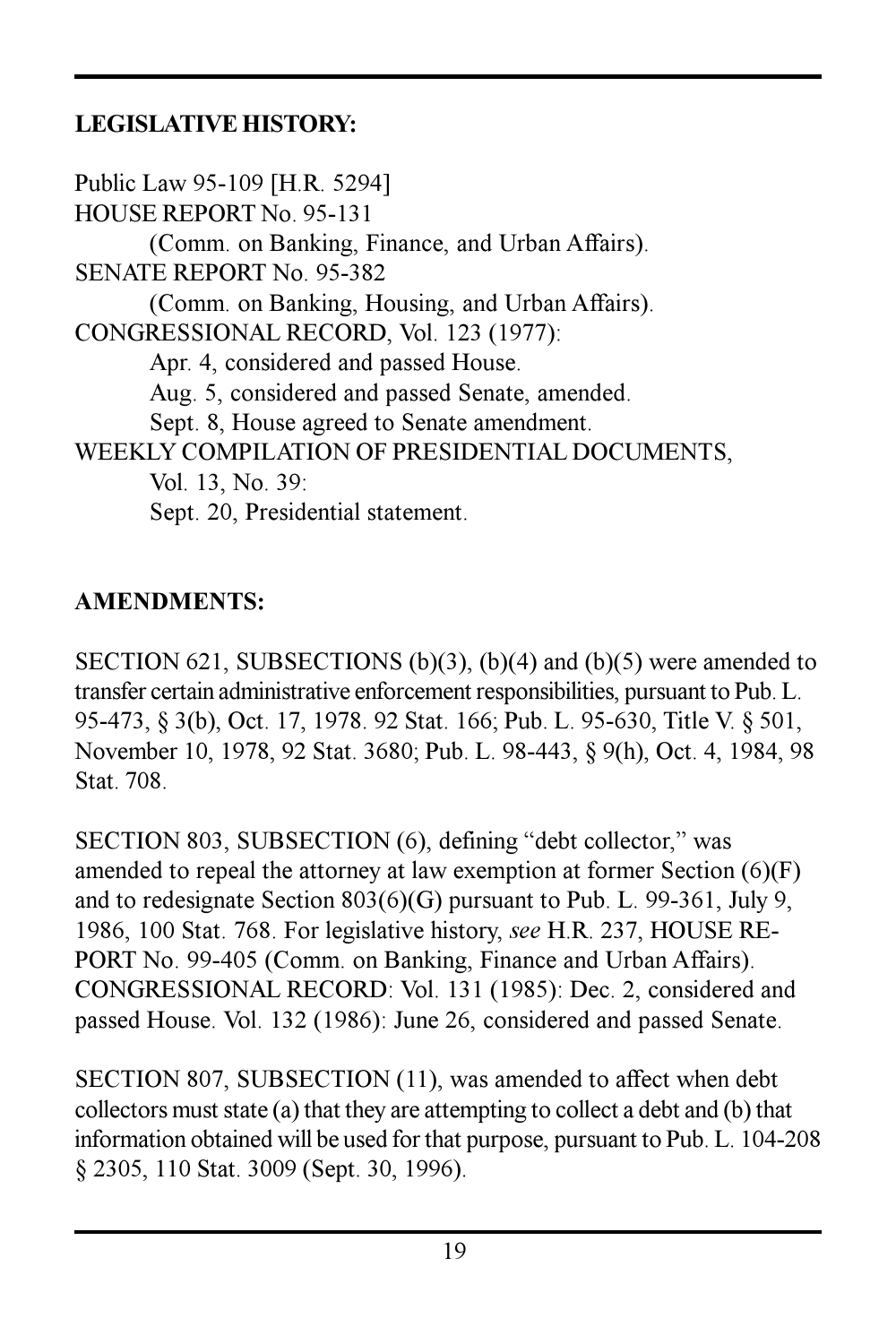## LEGISLATIVE HISTORY:

Public Law 95-109 [H.R. 5294]
HOUSE REPORT No. 95-131
(Comm. on Banking, Finance, and Urban Affairs).
SENATE REPORT No. 95-382
(Comm. on Banking, Housing, and Urban Affairs).
CONGRESSIONAL RECORD, Vol. 123 (1977):
Apr. 4, considered and passed House.
Aug. 5, considered and passed Senate, amended.
Sept. 8, House agreed to Senate amendment.
WEEKLY COMPILATION OF PRESIDENTIAL DOCUMENTS,
Vol. 13, No. 39:
Sept. 20, Presidential statement.

## AMENDMENTS:

SECTION 621, SUBSECTIONS (b)(3), (b)(4) and (b)(5) were amended to transfer certain administrative enforcement responsibilities, pursuant to Pub. L. 95-473, § 3(b), Oct. 17, 1978. 92 Stat. 166; Pub. L. 95-630, Title V. § 501, November 10, 1978, 92 Stat. 3680; Pub. L. 98-443, § 9(h), Oct. 4, 1984, 98 Stat. 708.

SECTION 803, SUBSECTION (6), defining "debt collector," was amended to repeal the attorney at law exemption at former Section (6)(F) and to redesignate Section 803(6)(G) pursuant to Pub. L. 99-361, July 9, 1986, 100 Stat. 768. For legislative history, *see* H.R. 237, HOUSE REPORT No. 99-405 (Comm. on Banking, Finance and Urban Affairs). CONGRESSIONAL RECORD: Vol. 131 (1985): Dec. 2, considered and passed House. Vol. 132 (1986): June 26, considered and passed Senate.

SECTION 807, SUBSECTION (11), was amended to affect when debt collectors must state (a) that they are attempting to collect a debt and (b) that information obtained will be used for that purpose, pursuant to Pub. L. 104-208 § 2305, 110 Stat. 3009 (Sept. 30, 1996).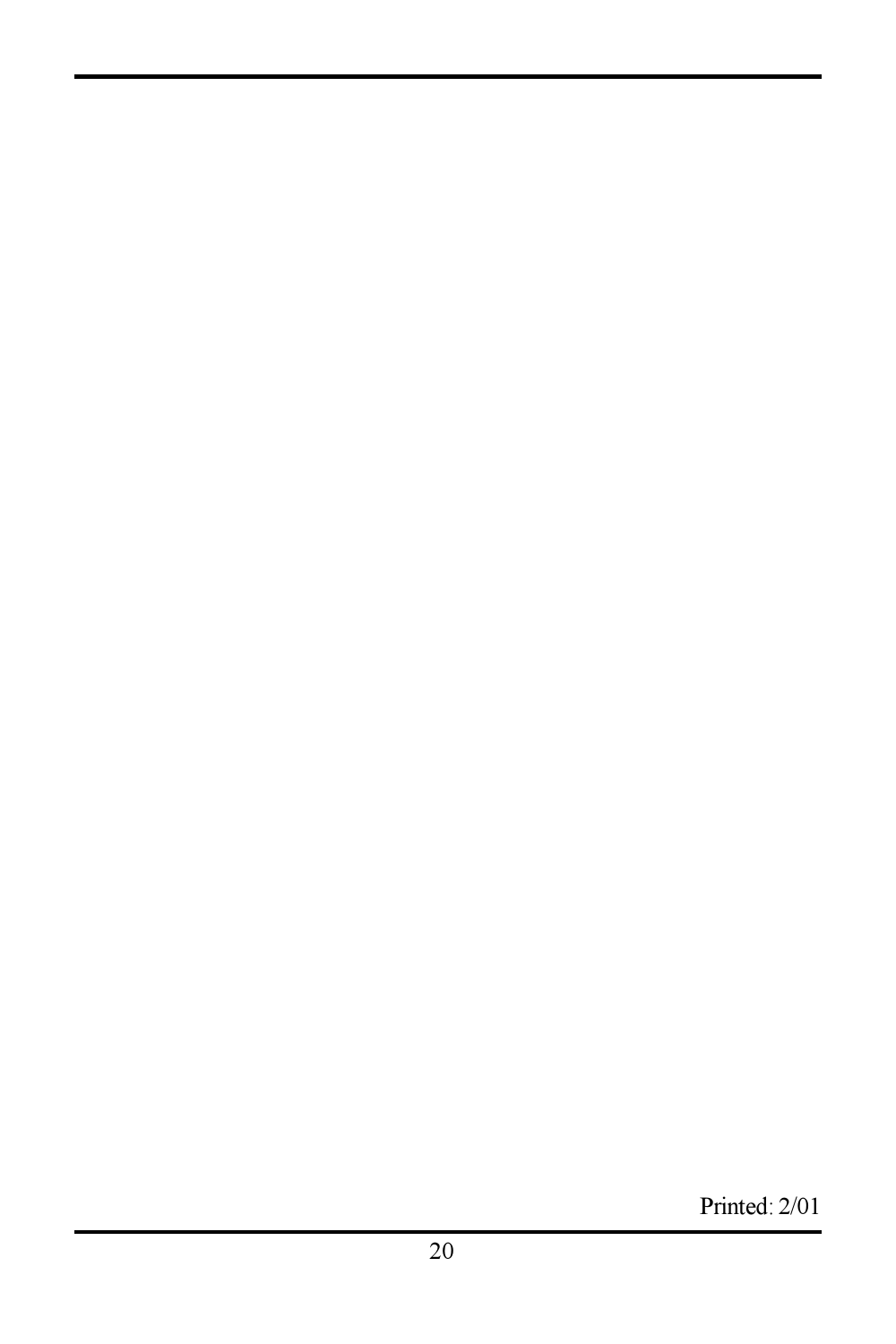Printed: 2/01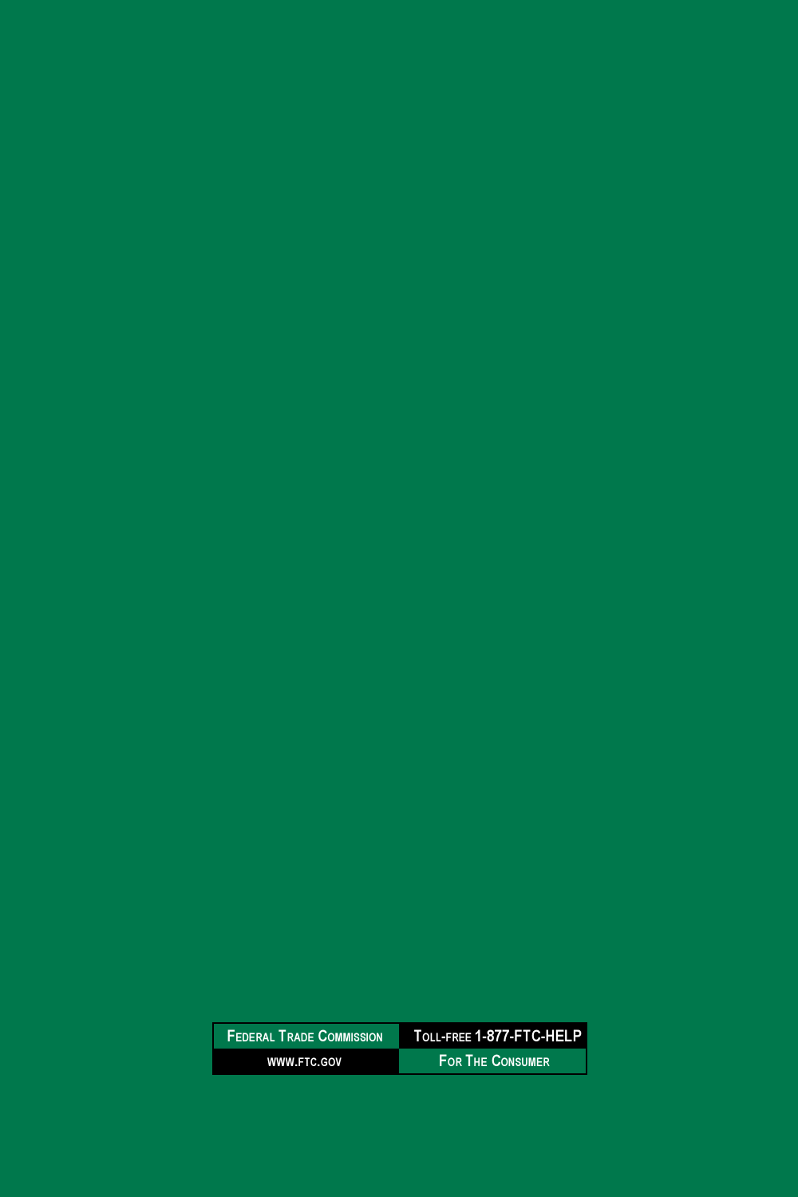| | |
|---|---|
| FEDERAL TRADE COMMISSION | TOLL-FREE 1-877-FTC-HELP |
| WWW.FTC.GOV | FOR THE CONSUMER |